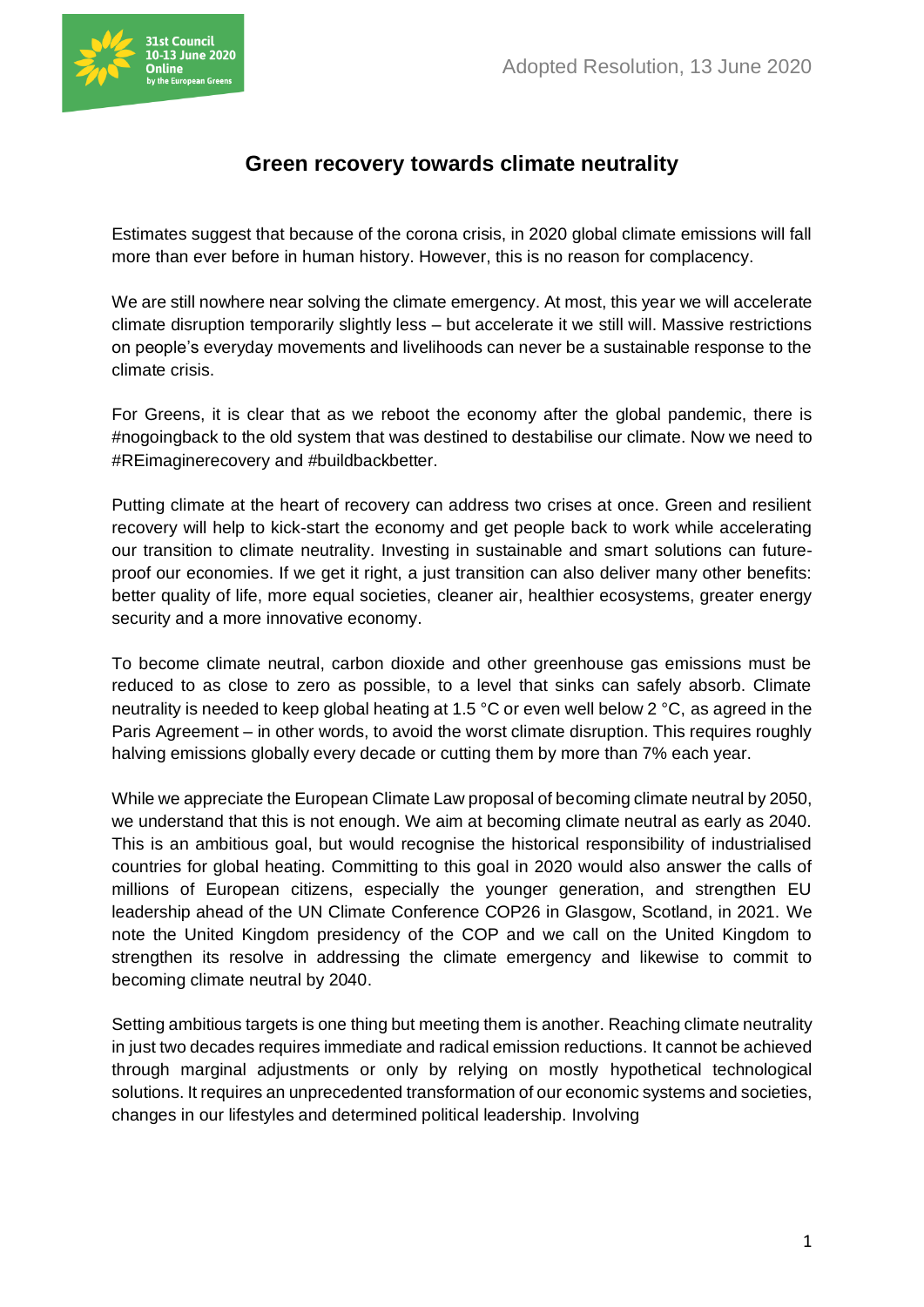Adopted Resolution, 13 June 2020

# Green recovery towards climate neutrality

Estimates suggest that because of the corona crisis, in 2020 global climate emissions will fall more than ever before in human history. However, this is no reason for complacency.

We are still nowhere near solving the climate emergency. At most, this year we will accelerate climate disruption temporarily slightly less – but accelerate it we still will. Massive restrictions on people's everyday movements and livelihoods can never be a sustainable response to the climate crisis.

For Greens, it is clear that as we reboot the economy after the global pandemic, there is #nogoingback to the old system that was destined to destabilise our climate. Now we need to #REimaginerecovery and #buildbackbetter.

Putting climate at the heart of recovery can address two crises at once. Green and resilient recovery will help to kick-start the economy and get people back to work while accelerating our transition to climate neutrality. Investing in sustainable and smart solutions can future-proof our economies. If we get it right, a just transition can also deliver many other benefits: better quality of life, more equal societies, cleaner air, healthier ecosystems, greater energy security and a more innovative economy.

To become climate neutral, carbon dioxide and other greenhouse gas emissions must be reduced to as close to zero as possible, to a level that sinks can safely absorb. Climate neutrality is needed to keep global heating at 1.5 °C or even well below 2 °C, as agreed in the Paris Agreement – in other words, to avoid the worst climate disruption. This requires roughly halving emissions globally every decade or cutting them by more than 7% each year.

While we appreciate the European Climate Law proposal of becoming climate neutral by 2050, we understand that this is not enough. We aim at becoming climate neutral as early as 2040. This is an ambitious goal, but would recognise the historical responsibility of industrialised countries for global heating. Committing to this goal in 2020 would also answer the calls of millions of European citizens, especially the younger generation, and strengthen EU leadership ahead of the UN Climate Conference COP26 in Glasgow, Scotland, in 2021. We note the United Kingdom presidency of the COP and we call on the United Kingdom to strengthen its resolve in addressing the climate emergency and likewise to commit to becoming climate neutral by 2040.

Setting ambitious targets is one thing but meeting them is another. Reaching climate neutrality in just two decades requires immediate and radical emission reductions. It cannot be achieved through marginal adjustments or only by relying on mostly hypothetical technological solutions. It requires an unprecedented transformation of our economic systems and societies, changes in our lifestyles and determined political leadership. Involving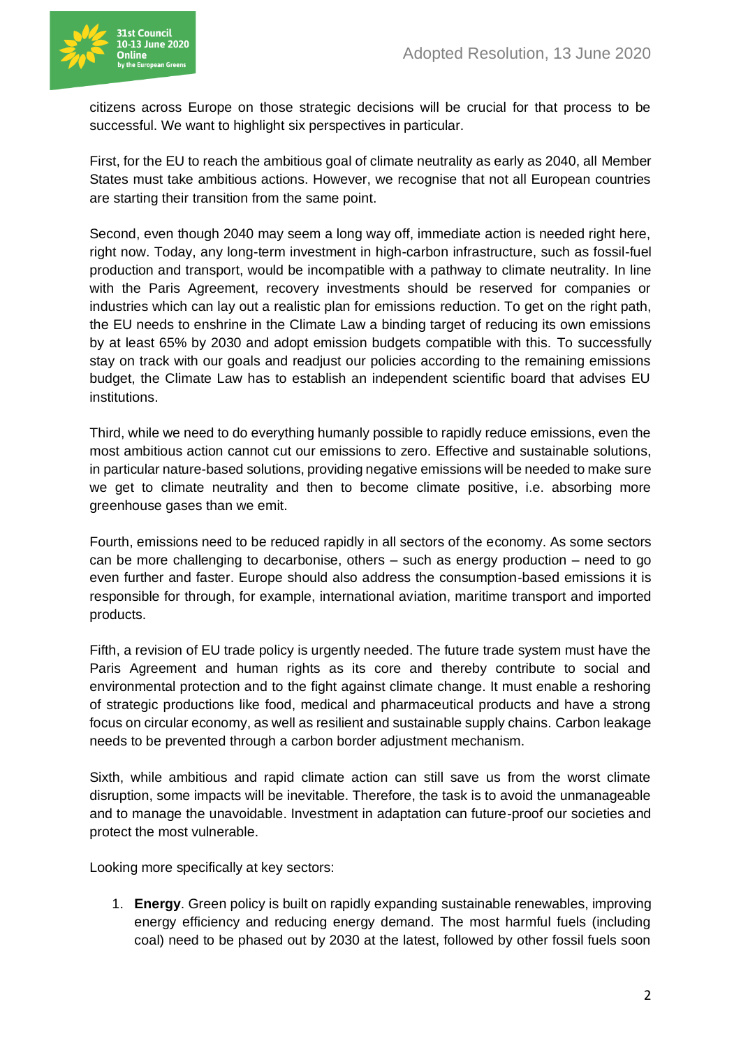citizens across Europe on those strategic decisions will be crucial for that process to be successful. We want to highlight six perspectives in particular.

First, for the EU to reach the ambitious goal of climate neutrality as early as 2040, all Member States must take ambitious actions. However, we recognise that not all European countries are starting their transition from the same point.

Second, even though 2040 may seem a long way off, immediate action is needed right here, right now. Today, any long-term investment in high-carbon infrastructure, such as fossil-fuel production and transport, would be incompatible with a pathway to climate neutrality. In line with the Paris Agreement, recovery investments should be reserved for companies or industries which can lay out a realistic plan for emissions reduction. To get on the right path, the EU needs to enshrine in the Climate Law a binding target of reducing its own emissions by at least 65% by 2030 and adopt emission budgets compatible with this. To successfully stay on track with our goals and readjust our policies according to the remaining emissions budget, the Climate Law has to establish an independent scientific board that advises EU institutions.

Third, while we need to do everything humanly possible to rapidly reduce emissions, even the most ambitious action cannot cut our emissions to zero. Effective and sustainable solutions, in particular nature-based solutions, providing negative emissions will be needed to make sure we get to climate neutrality and then to become climate positive, i.e. absorbing more greenhouse gases than we emit.

Fourth, emissions need to be reduced rapidly in all sectors of the economy. As some sectors can be more challenging to decarbonise, others – such as energy production – need to go even further and faster. Europe should also address the consumption-based emissions it is responsible for through, for example, international aviation, maritime transport and imported products.

Fifth, a revision of EU trade policy is urgently needed. The future trade system must have the Paris Agreement and human rights as its core and thereby contribute to social and environmental protection and to the fight against climate change. It must enable a reshoring of strategic productions like food, medical and pharmaceutical products and have a strong focus on circular economy, as well as resilient and sustainable supply chains. Carbon leakage needs to be prevented through a carbon border adjustment mechanism.

Sixth, while ambitious and rapid climate action can still save us from the worst climate disruption, some impacts will be inevitable. Therefore, the task is to avoid the unmanageable and to manage the unavoidable. Investment in adaptation can future-proof our societies and protect the most vulnerable.

Looking more specifically at key sectors:

1. **Energy**. Green policy is built on rapidly expanding sustainable renewables, improving energy efficiency and reducing energy demand. The most harmful fuels (including coal) need to be phased out by 2030 at the latest, followed by other fossil fuels soon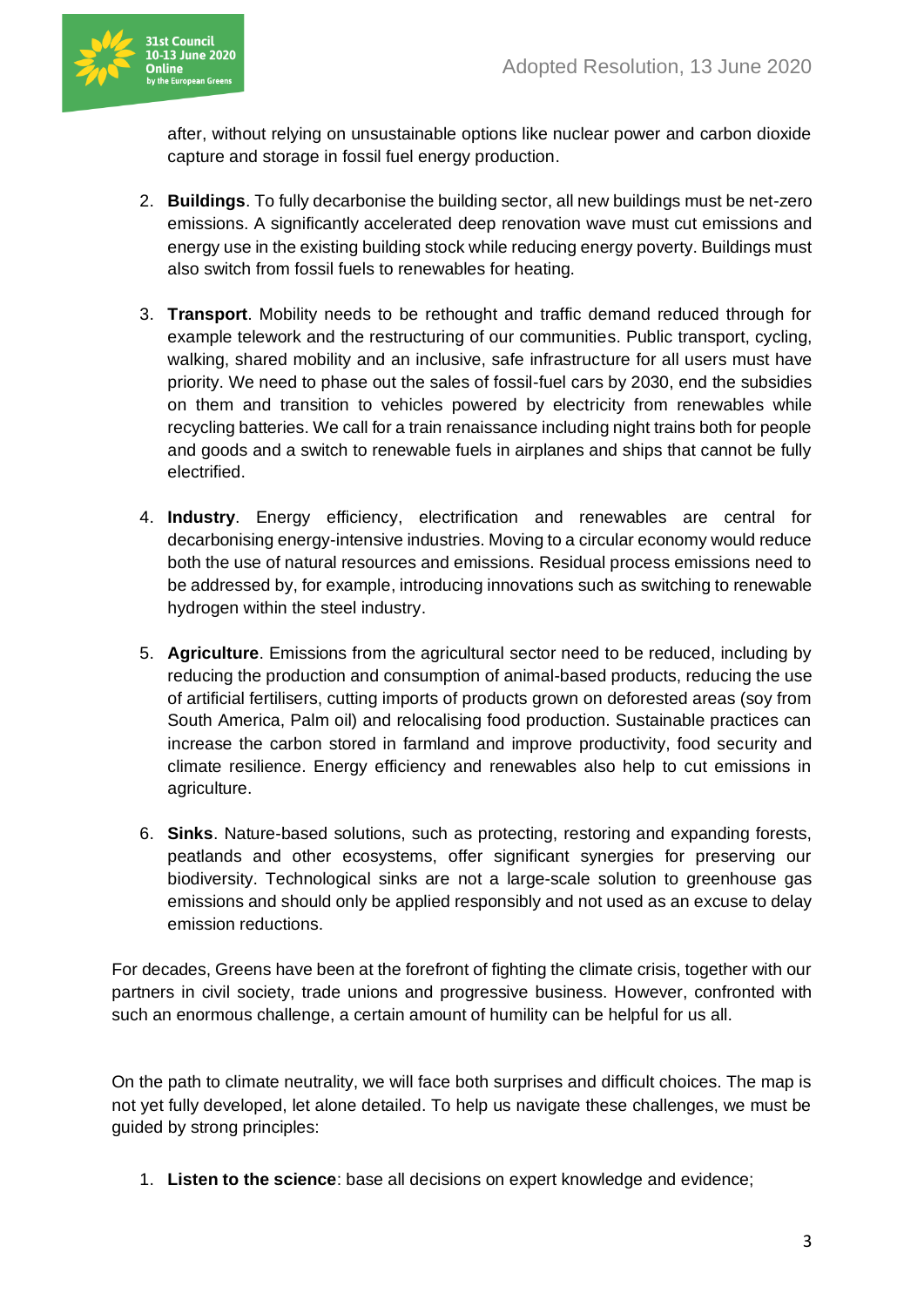after, without relying on unsustainable options like nuclear power and carbon dioxide capture and storage in fossil fuel energy production.

2. **Buildings**. To fully decarbonise the building sector, all new buildings must be net-zero emissions. A significantly accelerated deep renovation wave must cut emissions and energy use in the existing building stock while reducing energy poverty. Buildings must also switch from fossil fuels to renewables for heating.

3. **Transport**. Mobility needs to be rethought and traffic demand reduced through for example telework and the restructuring of our communities. Public transport, cycling, walking, shared mobility and an inclusive, safe infrastructure for all users must have priority. We need to phase out the sales of fossil-fuel cars by 2030, end the subsidies on them and transition to vehicles powered by electricity from renewables while recycling batteries. We call for a train renaissance including night trains both for people and goods and a switch to renewable fuels in airplanes and ships that cannot be fully electrified.

4. **Industry**. Energy efficiency, electrification and renewables are central for decarbonising energy-intensive industries. Moving to a circular economy would reduce both the use of natural resources and emissions. Residual process emissions need to be addressed by, for example, introducing innovations such as switching to renewable hydrogen within the steel industry.

5. **Agriculture**. Emissions from the agricultural sector need to be reduced, including by reducing the production and consumption of animal-based products, reducing the use of artificial fertilisers, cutting imports of products grown on deforested areas (soy from South America, Palm oil) and relocalising food production. Sustainable practices can increase the carbon stored in farmland and improve productivity, food security and climate resilience. Energy efficiency and renewables also help to cut emissions in agriculture.

6. **Sinks**. Nature-based solutions, such as protecting, restoring and expanding forests, peatlands and other ecosystems, offer significant synergies for preserving our biodiversity. Technological sinks are not a large-scale solution to greenhouse gas emissions and should only be applied responsibly and not used as an excuse to delay emission reductions.

For decades, Greens have been at the forefront of fighting the climate crisis, together with our partners in civil society, trade unions and progressive business. However, confronted with such an enormous challenge, a certain amount of humility can be helpful for us all.

On the path to climate neutrality, we will face both surprises and difficult choices. The map is not yet fully developed, let alone detailed. To help us navigate these challenges, we must be guided by strong principles:

1. **Listen to the science**: base all decisions on expert knowledge and evidence;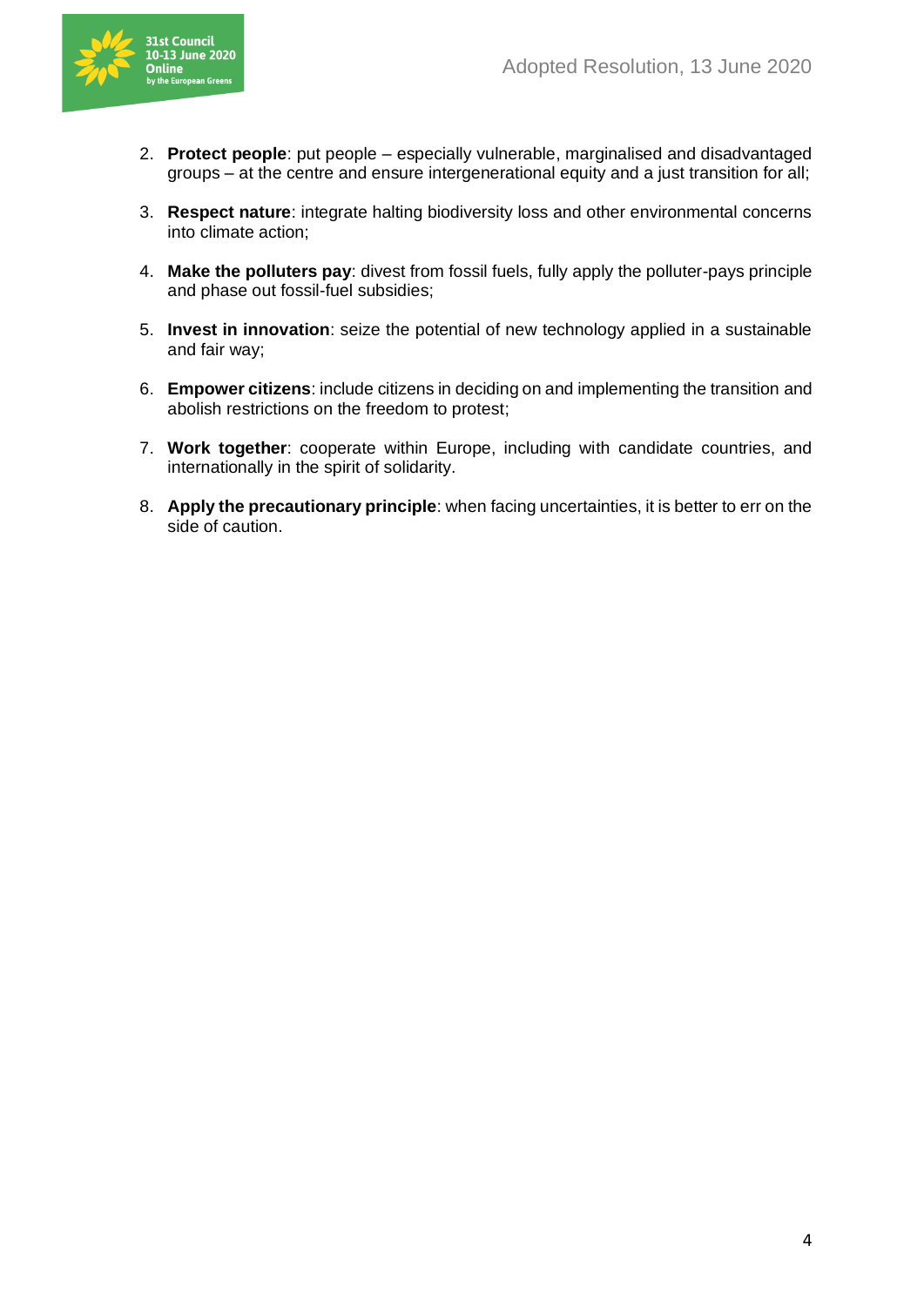2. **Protect people**: put people – especially vulnerable, marginalised and disadvantaged groups – at the centre and ensure intergenerational equity and a just transition for all;

3. **Respect nature**: integrate halting biodiversity loss and other environmental concerns into climate action;

4. **Make the polluters pay**: divest from fossil fuels, fully apply the polluter-pays principle and phase out fossil-fuel subsidies;

5. **Invest in innovation**: seize the potential of new technology applied in a sustainable and fair way;

6. **Empower citizens**: include citizens in deciding on and implementing the transition and abolish restrictions on the freedom to protest;

7. **Work together**: cooperate within Europe, including with candidate countries, and internationally in the spirit of solidarity.

8. **Apply the precautionary principle**: when facing uncertainties, it is better to err on the side of caution.